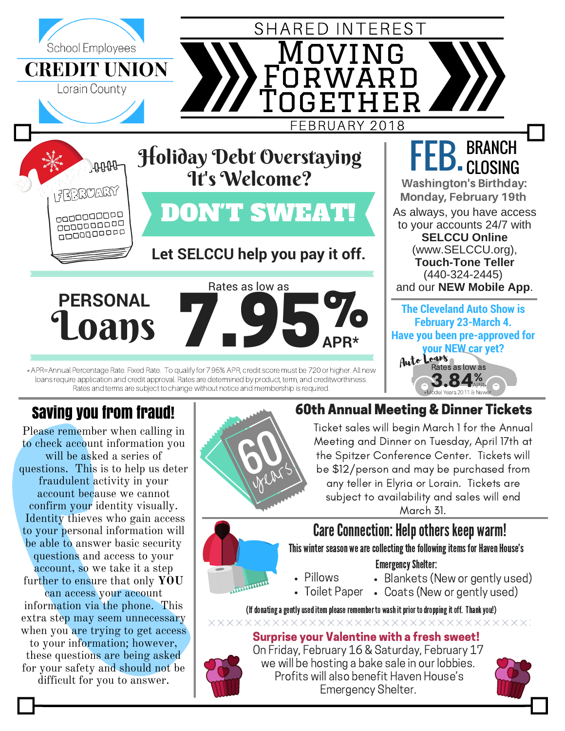School Employees
**CREDIT UNION**
Lorain County

# SHARED INTEREST
# Moving Forward Together

FEBRUARY 2018

## Holiday Debt Overstaying It's Welcome?

# DON'T SWEAT!

**Let SELCCU help you pay it off.**

**PERSONAL Loans** Rates as low as **7.95% APR***

*APR=Annual Percentage Rate. Fixed Rate. To qualify for 7.95% APR, credit score must be 720 or higher. All new loans require application and credit approval. Rates are determined by product, term, and creditworthiness. Rates and terms are subject to change without notice and membership is required.

## FEB. BRANCH CLOSING

**Washington's Birthday: Monday, February 19th**

As always, you have access to your accounts 24/7 with **SELCCU Online** (www.SELCCU.org), **Touch-Tone Teller** (440-324-2445) and our **NEW Mobile App**.

**The Cleveland Auto Show is February 23-March 4. Have you been pre-approved for your NEW car yet?**

Auto Loans Rates as low as 3.84% APR*

*Model Years 2011 & Newer

## Saving you from fraud!

Please remember when calling in to check account information you will be asked a series of questions. This is to help us deter fraudulent activity in your account because we cannot confirm your identity visually. Identity thieves who gain access to your personal information will be able to answer basic security questions and access to your account, so we take it a step further to ensure that only **YOU** can access your account information via the phone. This extra step may seem unnecessary when you are trying to get access to your information; however, these questions are being asked for your safety and should not be difficult for you to answer.

## 60th Annual Meeting & Dinner Tickets

Ticket sales will begin March 1 for the Annual Meeting and Dinner on Tuesday, April 17th at the Spitzer Conference Center. Tickets will be $12/person and may be purchased from any teller in Elyria or Lorain. Tickets are subject to availability and sales will end March 31.

## Care Connection: Help others keep warm!

This winter season we are collecting the following items for Haven House's Emergency Shelter:

- Pillows
- Toilet Paper
- Blankets (New or gently used)
- Coats (New or gently used)

(If donating a gently used item please remember to wash it prior to dropping it off. Thank you!)

**Surprise your Valentine with a fresh sweet!**

On Friday, February 16 & Saturday, February 17 we will be hosting a bake sale in our lobbies. Profits will also benefit Haven House's Emergency Shelter.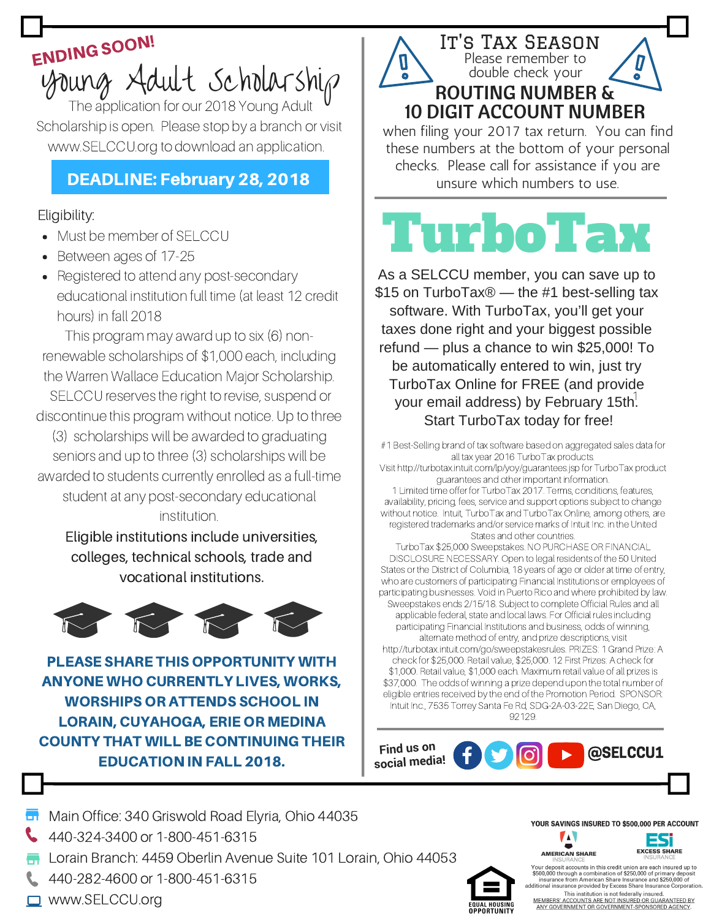**ENDING SOON!**

# Young Adult Scholarship

The application for our 2018 Young Adult Scholarship is open. Please stop by a branch or visit www.SELCCU.org to download an application.

**DEADLINE: February 28, 2018**

Eligibility:

- Must be member of SELCCU
- Between ages of 17-25
- Registered to attend any post-secondary educational institution full time (at least 12 credit hours) in fall 2018

This program may award up to six (6) non-renewable scholarships of $1,000 each, including the Warren Wallace Education Major Scholarship. SELCCU reserves the right to revise, suspend or discontinue this program without notice. Up to three (3) scholarships will be awarded to graduating seniors and up to three (3) scholarships will be awarded to students currently enrolled as a full-time student at any post-secondary educational institution.

Eligible institutions include universities, colleges, technical schools, trade and vocational institutions.

**PLEASE SHARE THIS OPPORTUNITY WITH ANYONE WHO CURRENTLY LIVES, WORKS, WORSHIPS OR ATTENDS SCHOOL IN LORAIN, CUYAHOGA, ERIE OR MEDINA COUNTY THAT WILL BE CONTINUING THEIR EDUCATION IN FALL 2018.**

## IT'S TAX SEASON

Please remember to double check your

**ROUTING NUMBER & 10 DIGIT ACCOUNT NUMBER**

when filing your 2017 tax return. You can find these numbers at the bottom of your personal checks. Please call for assistance if you are unsure which numbers to use.

# TurboTax

As a SELCCU member, you can save up to $15 on TurboTax® — the #1 best-selling tax software. With TurboTax, you'll get your taxes done right and your biggest possible refund — plus a chance to win $25,000! To be automatically entered to win, just try TurboTax Online for FREE (and provide your email address) by February 15th.[1] Start TurboTax today for free!

#1 Best-Selling brand of tax software based on aggregated sales data for all tax year 2016 TurboTax products.
Visit http://turbotax.intuit.com/lp/yoy/guarantees.jsp for TurboTax product guarantees and other important information.
1 Limited time offer for TurboTax 2017. Terms, conditions, features, availability, pricing, fees, service and support options subject to change without notice. Intuit, TurboTax and TurboTax Online, among others, are registered trademarks and/or service marks of Intuit Inc. in the United States and other countries.
TurboTax $25,000 Sweepstakes. NO PURCHASE OR FINANCIAL DISCLOSURE NECESSARY. Open to legal residents of the 50 United States or the District of Columbia, 18 years of age or older at time of entry, who are customers of participating Financial Institutions or employees of participating businesses. Void in Puerto Rico and where prohibited by law. Sweepstakes ends 2/15/18. Subject to complete Official Rules and all applicable federal, state and local laws. For Official rules including participating Financial Institutions and business, odds of winning, alternate method of entry, and prize descriptions, visit http://turbotax.intuit.com/go/sweepstakesrules. PRIZES: 1 Grand Prize: A check for $25,000. Retail value, $25,000. 12 First Prizes: A check for $1,000. Retail value, $1,000 each. Maximum retail value of all prizes is $37,000. The odds of winning a prize depend upon the total number of eligible entries received by the end of the Promotion Period. SPONSOR: Intuit Inc., 7535 Torrey Santa Fe Rd, SDG-2A-03-22E, San Diego, CA, 92129.

**Find us on social media!** @SELCCU1

Main Office: 340 Griswold Road Elyria, Ohio 44035
440-324-3400 or 1-800-451-6315
Lorain Branch: 4459 Oberlin Avenue Suite 101 Lorain, Ohio 44053
440-282-4600 or 1-800-451-6315
www.SELCCU.org

EQUAL HOUSING OPPORTUNITY

**YOUR SAVINGS INSURED TO $500,000 PER ACCOUNT**

AMERICAN SHARE INSURANCE

EXCESS SHARE INSURANCE

Your deposit accounts in this credit union are each insured up to $500,000 through a combination of $250,000 of primary deposit insurance from American Share Insurance and $250,000 of additional insurance provided by Excess Share Insurance Corporation.
This institution is not federally insured.
MEMBERS' ACCOUNTS ARE NOT INSURED OR GUARANTEED BY ANY GOVERNMENT OR GOVERNMENT-SPONSORED AGENCY.